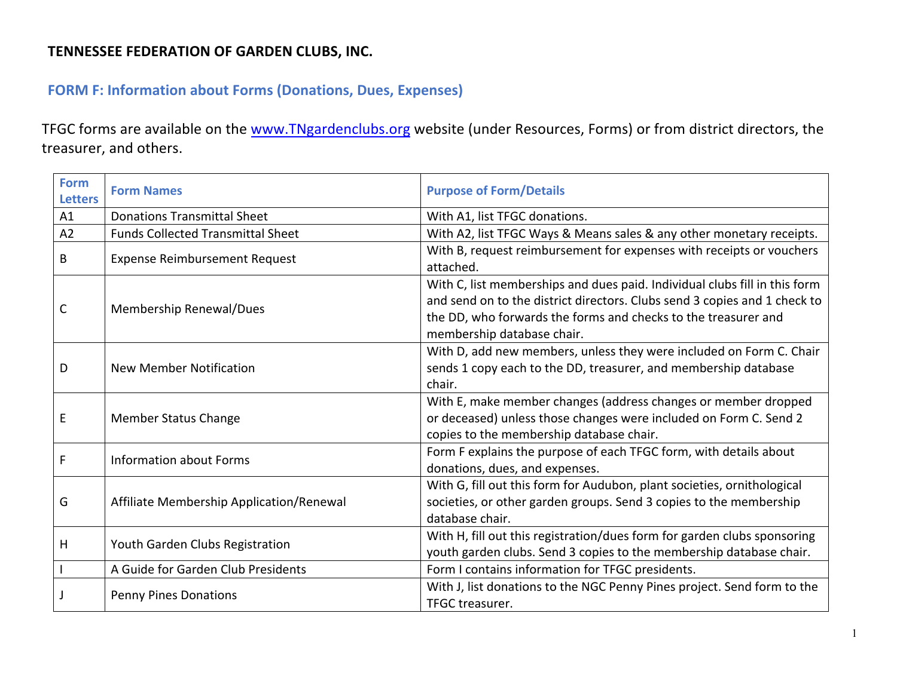**TENNESSEE FEDERATION OF GARDEN CLUBS, INC.**

## FORM F: Information about Forms (Donations, Dues, Expenses)

TFGC forms are available on the www.TNgardenclubs.org website (under Resources, Forms) or from district directors, the treasurer, and others.

| Form Letters | Form Names | Purpose of Form/Details |
|---|---|---|
| A1 | Donations Transmittal Sheet | With A1, list TFGC donations. |
| A2 | Funds Collected Transmittal Sheet | With A2, list TFGC Ways & Means sales & any other monetary receipts. |
| B | Expense Reimbursement Request | With B, request reimbursement for expenses with receipts or vouchers attached. |
| C | Membership Renewal/Dues | With C, list memberships and dues paid. Individual clubs fill in this form and send on to the district directors. Clubs send 3 copies and 1 check to the DD, who forwards the forms and checks to the treasurer and membership database chair. |
| D | New Member Notification | With D, add new members, unless they were included on Form C. Chair sends 1 copy each to the DD, treasurer, and membership database chair. |
| E | Member Status Change | With E, make member changes (address changes or member dropped or deceased) unless those changes were included on Form C. Send 2 copies to the membership database chair. |
| F | Information about Forms | Form F explains the purpose of each TFGC form, with details about donations, dues, and expenses. |
| G | Affiliate Membership Application/Renewal | With G, fill out this form for Audubon, plant societies, ornithological societies, or other garden groups. Send 3 copies to the membership database chair. |
| H | Youth Garden Clubs Registration | With H, fill out this registration/dues form for garden clubs sponsoring youth garden clubs. Send 3 copies to the membership database chair. |
| I | A Guide for Garden Club Presidents | Form I contains information for TFGC presidents. |
| J | Penny Pines Donations | With J, list donations to the NGC Penny Pines project. Send form to the TFGC treasurer. |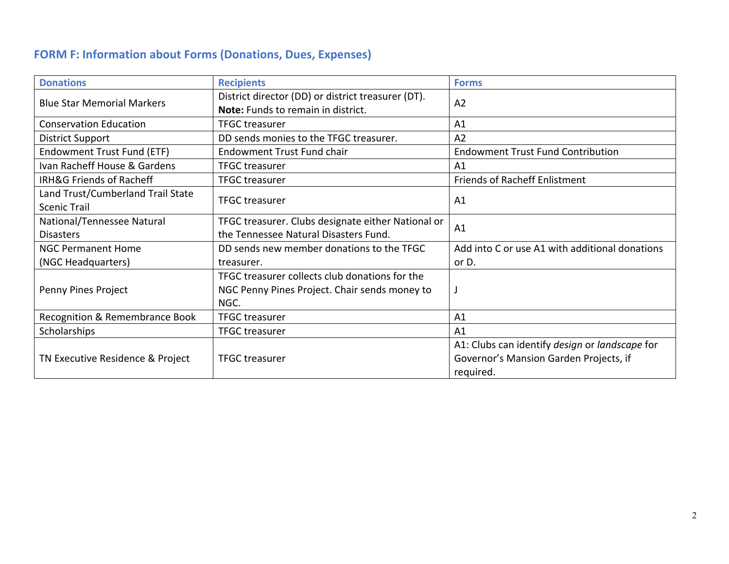## FORM F: Information about Forms (Donations, Dues, Expenses)

| Donations | Recipients | Forms |
|---|---|---|
| Blue Star Memorial Markers | District director (DD) or district treasurer (DT). **Note:** Funds to remain in district. | A2 |
| Conservation Education | TFGC treasurer | A1 |
| District Support | DD sends monies to the TFGC treasurer. | A2 |
| Endowment Trust Fund (ETF) | Endowment Trust Fund chair | Endowment Trust Fund Contribution |
| Ivan Racheff House & Gardens | TFGC treasurer | A1 |
| IRH&G Friends of Racheff | TFGC treasurer | Friends of Racheff Enlistment |
| Land Trust/Cumberland Trail State Scenic Trail | TFGC treasurer | A1 |
| National/Tennessee Natural Disasters | TFGC treasurer. Clubs designate either National or the Tennessee Natural Disasters Fund. | A1 |
| NGC Permanent Home (NGC Headquarters) | DD sends new member donations to the TFGC treasurer. | Add into C or use A1 with additional donations or D. |
| Penny Pines Project | TFGC treasurer collects club donations for the NGC Penny Pines Project. Chair sends money to NGC. | J |
| Recognition & Remembrance Book | TFGC treasurer | A1 |
| Scholarships | TFGC treasurer | A1 |
| TN Executive Residence & Project | TFGC treasurer | A1: Clubs can identify *design* or *landscape* for Governor's Mansion Garden Projects, if required. |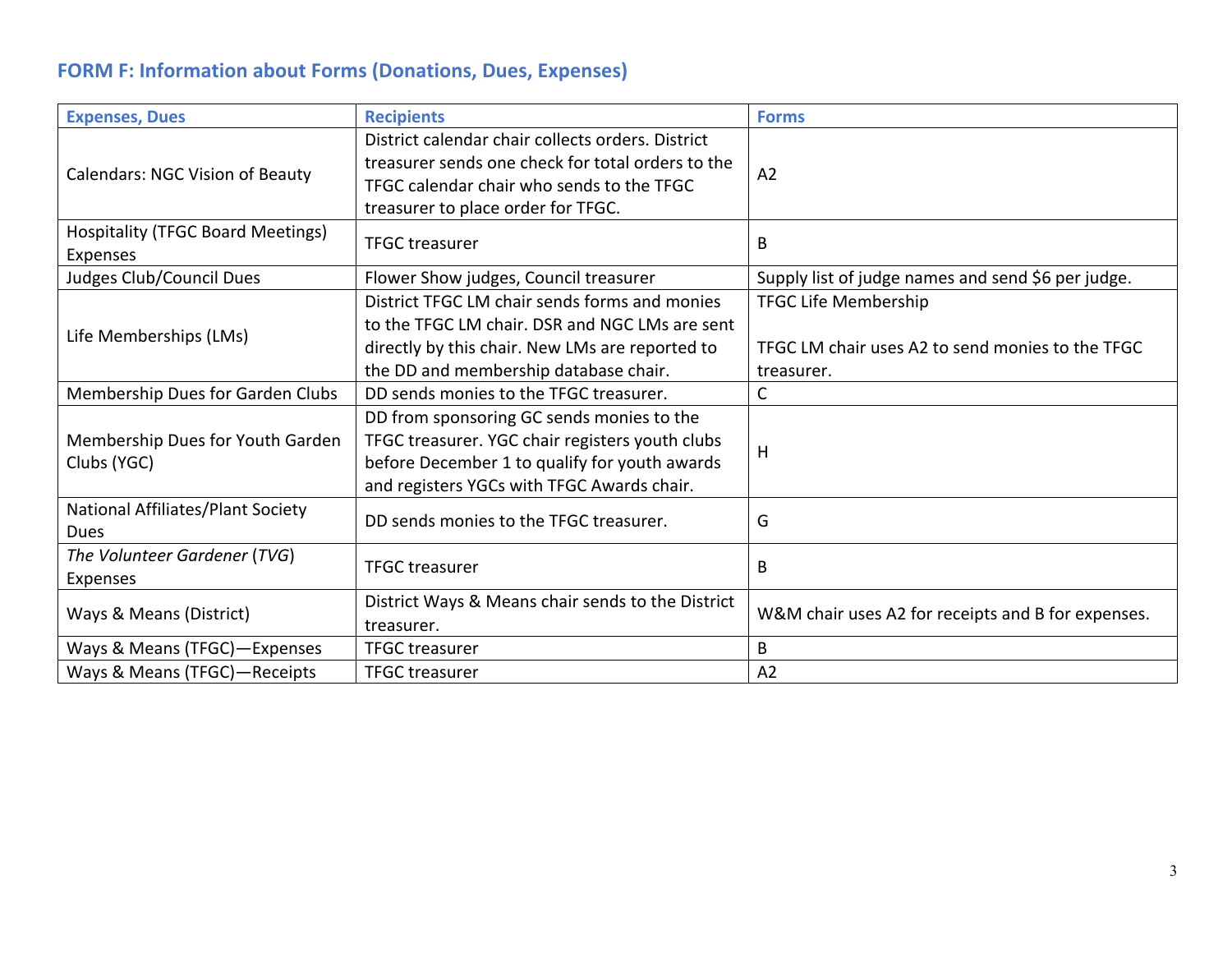## FORM F: Information about Forms (Donations, Dues, Expenses)

| Expenses, Dues | Recipients | Forms |
|---|---|---|
| Calendars: NGC Vision of Beauty | District calendar chair collects orders. District treasurer sends one check for total orders to the TFGC calendar chair who sends to the TFGC treasurer to place order for TFGC. | A2 |
| Hospitality (TFGC Board Meetings) Expenses | TFGC treasurer | B |
| Judges Club/Council Dues | Flower Show judges, Council treasurer | Supply list of judge names and send $6 per judge. |
| Life Memberships (LMs) | District TFGC LM chair sends forms and monies to the TFGC LM chair. DSR and NGC LMs are sent directly by this chair. New LMs are reported to the DD and membership database chair. | TFGC Life Membership<br><br>TFGC LM chair uses A2 to send monies to the TFGC treasurer. |
| Membership Dues for Garden Clubs | DD sends monies to the TFGC treasurer. | C |
| Membership Dues for Youth Garden Clubs (YGC) | DD from sponsoring GC sends monies to the TFGC treasurer. YGC chair registers youth clubs before December 1 to qualify for youth awards and registers YGCs with TFGC Awards chair. | H |
| National Affiliates/Plant Society Dues | DD sends monies to the TFGC treasurer. | G |
| *The Volunteer Gardener* (*TVG*) Expenses | TFGC treasurer | B |
| Ways & Means (District) | District Ways & Means chair sends to the District treasurer. | W&M chair uses A2 for receipts and B for expenses. |
| Ways & Means (TFGC)—Expenses | TFGC treasurer | B |
| Ways & Means (TFGC)—Receipts | TFGC treasurer | A2 |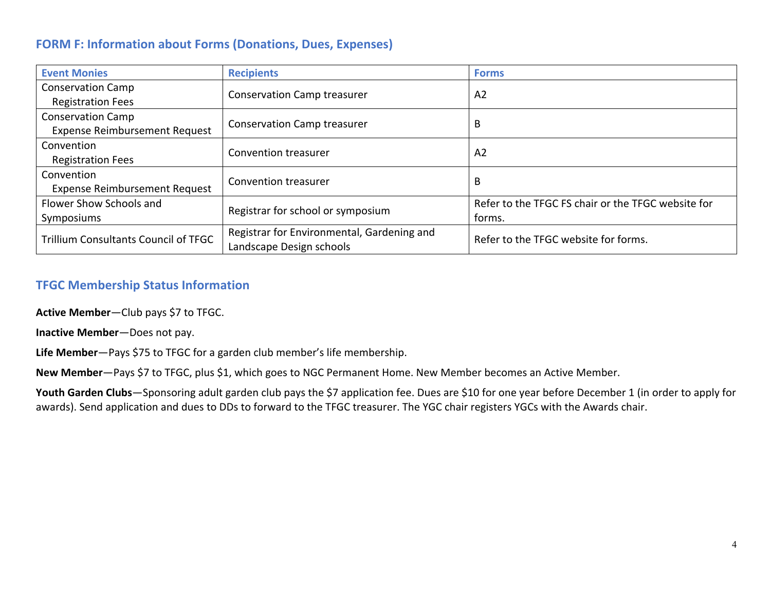## FORM F: Information about Forms (Donations, Dues, Expenses)

| Event Monies | Recipients | Forms |
|---|---|---|
| Conservation Camp Registration Fees | Conservation Camp treasurer | A2 |
| Conservation Camp Expense Reimbursement Request | Conservation Camp treasurer | B |
| Convention Registration Fees | Convention treasurer | A2 |
| Convention Expense Reimbursement Request | Convention treasurer | B |
| Flower Show Schools and Symposiums | Registrar for school or symposium | Refer to the TFGC FS chair or the TFGC website for forms. |
| Trillium Consultants Council of TFGC | Registrar for Environmental, Gardening and Landscape Design schools | Refer to the TFGC website for forms. |

## TFGC Membership Status Information

**Active Member**—Club pays $7 to TFGC.

**Inactive Member**—Does not pay.

**Life Member**—Pays $75 to TFGC for a garden club member's life membership.

**New Member**—Pays $7 to TFGC, plus $1, which goes to NGC Permanent Home. New Member becomes an Active Member.

**Youth Garden Clubs**—Sponsoring adult garden club pays the $7 application fee. Dues are $10 for one year before December 1 (in order to apply for awards). Send application and dues to DDs to forward to the TFGC treasurer. The YGC chair registers YGCs with the Awards chair.